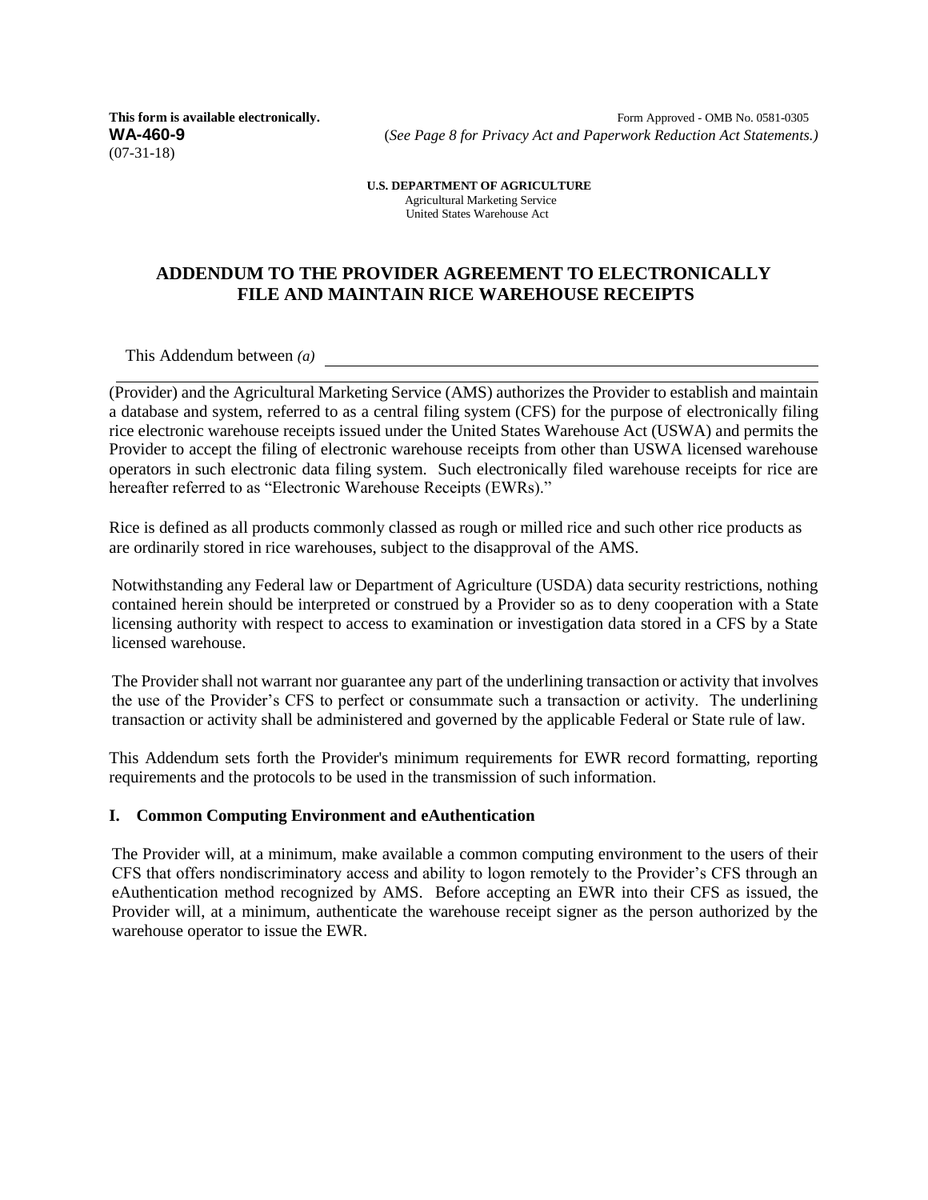**This form is available electronically.**
**WA-460-9**
(07-31-18)

Form Approved - OMB No. 0581-0305
(*See Page 8 for Privacy Act and Paperwork Reduction Act Statements.)*

**U.S. DEPARTMENT OF AGRICULTURE**
Agricultural Marketing Service
United States Warehouse Act

# ADDENDUM TO THE PROVIDER AGREEMENT TO ELECTRONICALLY FILE AND MAINTAIN RICE WAREHOUSE RECEIPTS

This Addendum between *(a)* ______________________________________________

______________________________________________

(Provider) and the Agricultural Marketing Service (AMS) authorizes the Provider to establish and maintain a database and system, referred to as a central filing system (CFS) for the purpose of electronically filing rice electronic warehouse receipts issued under the United States Warehouse Act (USWA) and permits the Provider to accept the filing of electronic warehouse receipts from other than USWA licensed warehouse operators in such electronic data filing system. Such electronically filed warehouse receipts for rice are hereafter referred to as "Electronic Warehouse Receipts (EWRs)."

Rice is defined as all products commonly classed as rough or milled rice and such other rice products as are ordinarily stored in rice warehouses, subject to the disapproval of the AMS.

Notwithstanding any Federal law or Department of Agriculture (USDA) data security restrictions, nothing contained herein should be interpreted or construed by a Provider so as to deny cooperation with a State licensing authority with respect to access to examination or investigation data stored in a CFS by a State licensed warehouse.

The Provider shall not warrant nor guarantee any part of the underlining transaction or activity that involves the use of the Provider's CFS to perfect or consummate such a transaction or activity. The underlining transaction or activity shall be administered and governed by the applicable Federal or State rule of law.

This Addendum sets forth the Provider's minimum requirements for EWR record formatting, reporting requirements and the protocols to be used in the transmission of such information.

## I. Common Computing Environment and eAuthentication

The Provider will, at a minimum, make available a common computing environment to the users of their CFS that offers nondiscriminatory access and ability to logon remotely to the Provider's CFS through an eAuthentication method recognized by AMS. Before accepting an EWR into their CFS as issued, the Provider will, at a minimum, authenticate the warehouse receipt signer as the person authorized by the warehouse operator to issue the EWR.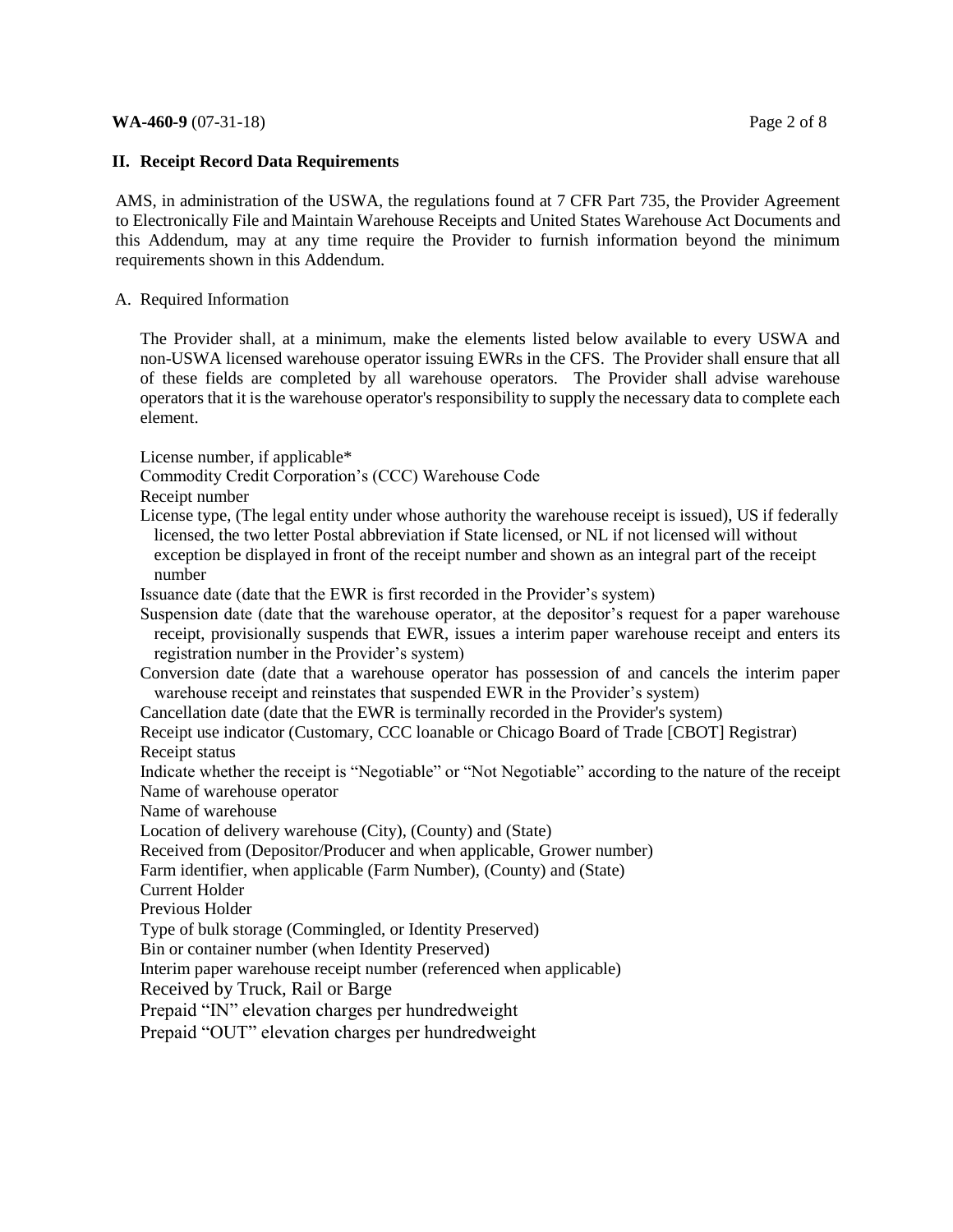## II. Receipt Record Data Requirements

AMS, in administration of the USWA, the regulations found at 7 CFR Part 735, the Provider Agreement to Electronically File and Maintain Warehouse Receipts and United States Warehouse Act Documents and this Addendum, may at any time require the Provider to furnish information beyond the minimum requirements shown in this Addendum.

A. Required Information

The Provider shall, at a minimum, make the elements listed below available to every USWA and non-USWA licensed warehouse operator issuing EWRs in the CFS. The Provider shall ensure that all of these fields are completed by all warehouse operators. The Provider shall advise warehouse operators that it is the warehouse operator's responsibility to supply the necessary data to complete each element.

License number, if applicable*
Commodity Credit Corporation's (CCC) Warehouse Code
Receipt number
License type, (The legal entity under whose authority the warehouse receipt is issued), US if federally licensed, the two letter Postal abbreviation if State licensed, or NL if not licensed will without exception be displayed in front of the receipt number and shown as an integral part of the receipt number
Issuance date (date that the EWR is first recorded in the Provider's system)
Suspension date (date that the warehouse operator, at the depositor's request for a paper warehouse receipt, provisionally suspends that EWR, issues a interim paper warehouse receipt and enters its registration number in the Provider's system)
Conversion date (date that a warehouse operator has possession of and cancels the interim paper warehouse receipt and reinstates that suspended EWR in the Provider's system)
Cancellation date (date that the EWR is terminally recorded in the Provider's system)
Receipt use indicator (Customary, CCC loanable or Chicago Board of Trade [CBOT] Registrar)
Receipt status
Indicate whether the receipt is "Negotiable" or "Not Negotiable" according to the nature of the receipt
Name of warehouse operator
Name of warehouse
Location of delivery warehouse (City), (County) and (State)
Received from (Depositor/Producer and when applicable, Grower number)
Farm identifier, when applicable (Farm Number), (County) and (State)
Current Holder
Previous Holder
Type of bulk storage (Commingled, or Identity Preserved)
Bin or container number (when Identity Preserved)
Interim paper warehouse receipt number (referenced when applicable)
Received by Truck, Rail or Barge
Prepaid "IN" elevation charges per hundredweight
Prepaid "OUT" elevation charges per hundredweight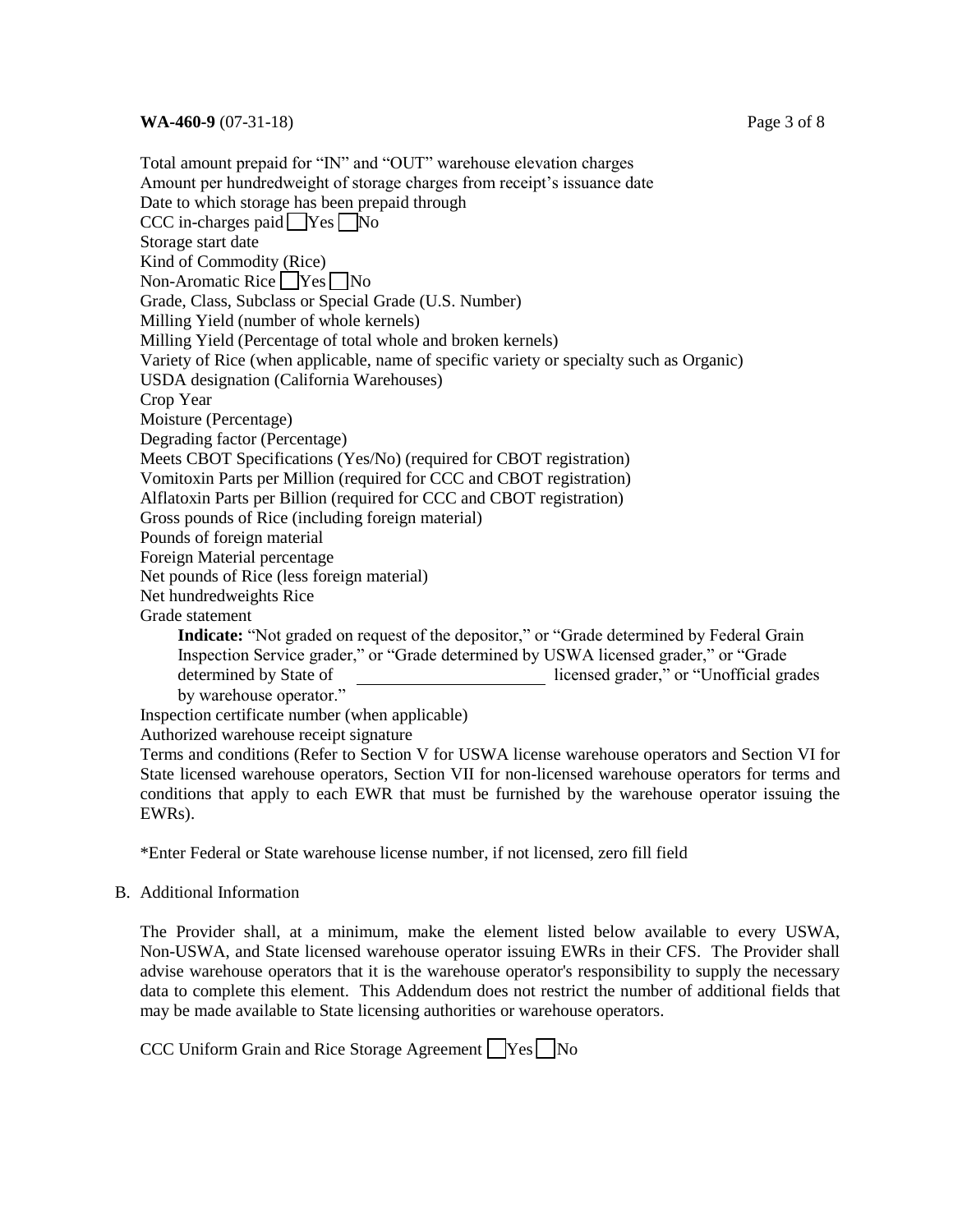Total amount prepaid for "IN" and "OUT" warehouse elevation charges
Amount per hundredweight of storage charges from receipt's issuance date
Date to which storage has been prepaid through
CCC in-charges paid ☐ Yes ☐ No
Storage start date
Kind of Commodity (Rice)
Non-Aromatic Rice ☐ Yes ☐ No
Grade, Class, Subclass or Special Grade (U.S. Number)
Milling Yield (number of whole kernels)
Milling Yield (Percentage of total whole and broken kernels)
Variety of Rice (when applicable, name of specific variety or specialty such as Organic)
USDA designation (California Warehouses)
Crop Year
Moisture (Percentage)
Degrading factor (Percentage)
Meets CBOT Specifications (Yes/No) (required for CBOT registration)
Vomitoxin Parts per Million (required for CCC and CBOT registration)
Alflatoxin Parts per Billion (required for CCC and CBOT registration)
Gross pounds of Rice (including foreign material)
Pounds of foreign material
Foreign Material percentage
Net pounds of Rice (less foreign material)
Net hundredweights Rice
Grade statement

> **Indicate:** "Not graded on request of the depositor," or "Grade determined by Federal Grain Inspection Service grader," or "Grade determined by USWA licensed grader," or "Grade determined by State of \_\_\_\_\_\_\_\_\_\_\_\_\_\_\_\_\_\_\_\_\_\_ licensed grader," or "Unofficial grades by warehouse operator."

Inspection certificate number (when applicable)
Authorized warehouse receipt signature
Terms and conditions (Refer to Section V for USWA license warehouse operators and Section VI for State licensed warehouse operators, Section VII for non-licensed warehouse operators for terms and conditions that apply to each EWR that must be furnished by the warehouse operator issuing the EWRs).

*Enter Federal or State warehouse license number, if not licensed, zero fill field

B. Additional Information

The Provider shall, at a minimum, make the element listed below available to every USWA, Non-USWA, and State licensed warehouse operator issuing EWRs in their CFS. The Provider shall advise warehouse operators that it is the warehouse operator's responsibility to supply the necessary data to complete this element. This Addendum does not restrict the number of additional fields that may be made available to State licensing authorities or warehouse operators.

CCC Uniform Grain and Rice Storage Agreement ☐ Yes ☐ No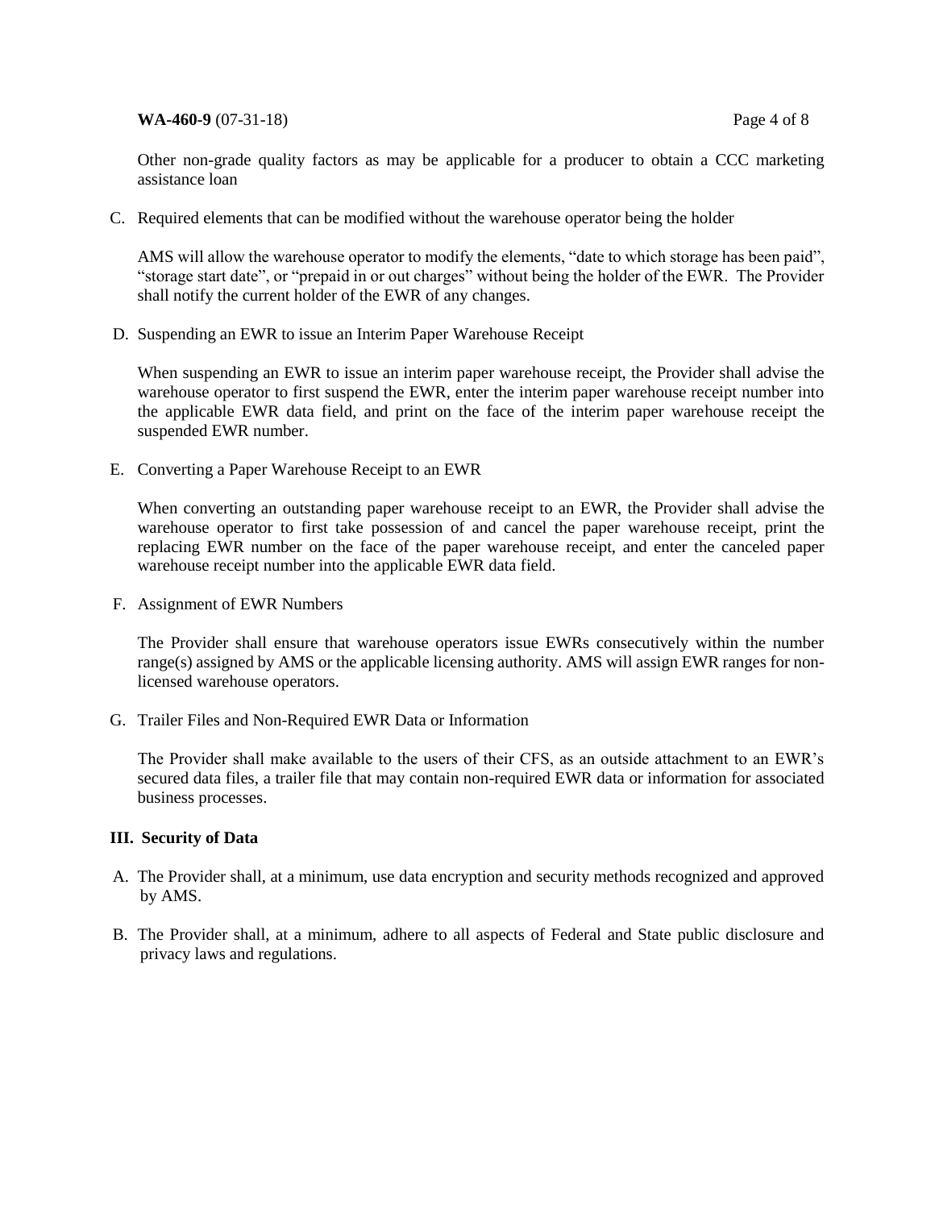Other non-grade quality factors as may be applicable for a producer to obtain a CCC marketing assistance loan

C. Required elements that can be modified without the warehouse operator being the holder

AMS will allow the warehouse operator to modify the elements, "date to which storage has been paid", "storage start date", or "prepaid in or out charges" without being the holder of the EWR. The Provider shall notify the current holder of the EWR of any changes.

D. Suspending an EWR to issue an Interim Paper Warehouse Receipt

When suspending an EWR to issue an interim paper warehouse receipt, the Provider shall advise the warehouse operator to first suspend the EWR, enter the interim paper warehouse receipt number into the applicable EWR data field, and print on the face of the interim paper warehouse receipt the suspended EWR number.

E. Converting a Paper Warehouse Receipt to an EWR

When converting an outstanding paper warehouse receipt to an EWR, the Provider shall advise the warehouse operator to first take possession of and cancel the paper warehouse receipt, print the replacing EWR number on the face of the paper warehouse receipt, and enter the canceled paper warehouse receipt number into the applicable EWR data field.

F. Assignment of EWR Numbers

The Provider shall ensure that warehouse operators issue EWRs consecutively within the number range(s) assigned by AMS or the applicable licensing authority. AMS will assign EWR ranges for non-licensed warehouse operators.

G. Trailer Files and Non-Required EWR Data or Information

The Provider shall make available to the users of their CFS, as an outside attachment to an EWR's secured data files, a trailer file that may contain non-required EWR data or information for associated business processes.

## III. Security of Data

A. The Provider shall, at a minimum, use data encryption and security methods recognized and approved by AMS.

B. The Provider shall, at a minimum, adhere to all aspects of Federal and State public disclosure and privacy laws and regulations.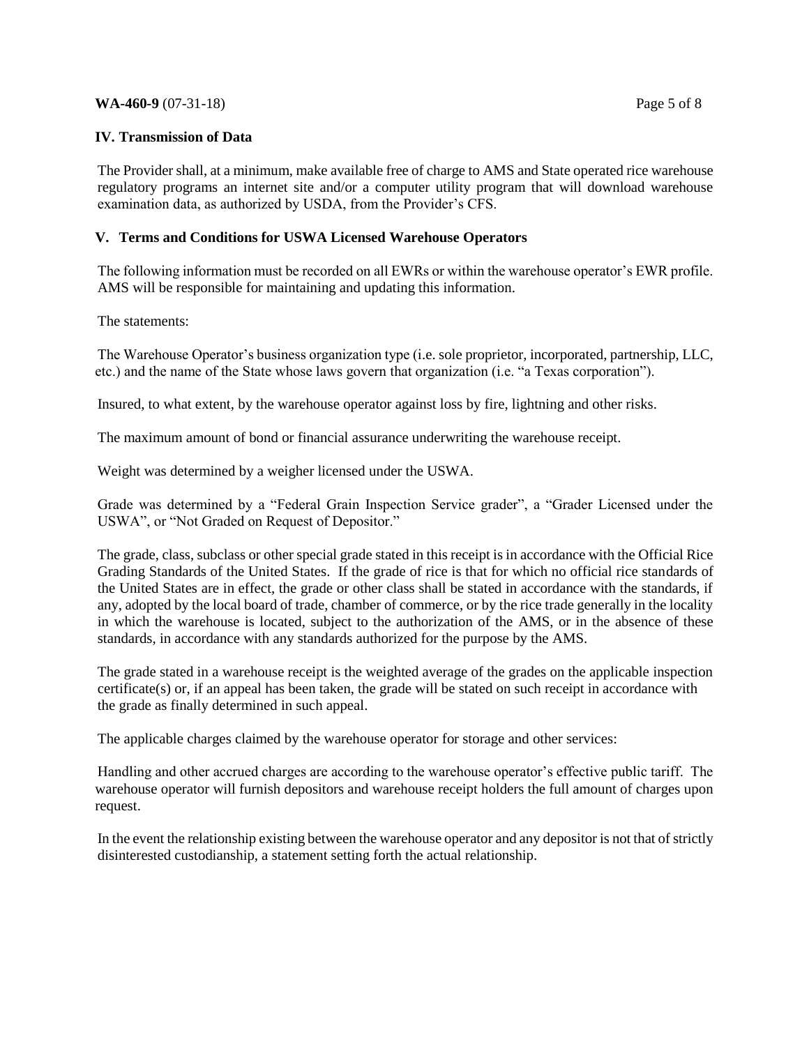## IV. Transmission of Data

The Provider shall, at a minimum, make available free of charge to AMS and State operated rice warehouse regulatory programs an internet site and/or a computer utility program that will download warehouse examination data, as authorized by USDA, from the Provider's CFS.

## V. Terms and Conditions for USWA Licensed Warehouse Operators

The following information must be recorded on all EWRs or within the warehouse operator's EWR profile. AMS will be responsible for maintaining and updating this information.

The statements:

The Warehouse Operator's business organization type (i.e. sole proprietor, incorporated, partnership, LLC, etc.) and the name of the State whose laws govern that organization (i.e. "a Texas corporation").

Insured, to what extent, by the warehouse operator against loss by fire, lightning and other risks.

The maximum amount of bond or financial assurance underwriting the warehouse receipt.

Weight was determined by a weigher licensed under the USWA.

Grade was determined by a "Federal Grain Inspection Service grader", a "Grader Licensed under the USWA", or "Not Graded on Request of Depositor."

The grade, class, subclass or other special grade stated in this receipt is in accordance with the Official Rice Grading Standards of the United States. If the grade of rice is that for which no official rice standards of the United States are in effect, the grade or other class shall be stated in accordance with the standards, if any, adopted by the local board of trade, chamber of commerce, or by the rice trade generally in the locality in which the warehouse is located, subject to the authorization of the AMS, or in the absence of these standards, in accordance with any standards authorized for the purpose by the AMS.

The grade stated in a warehouse receipt is the weighted average of the grades on the applicable inspection certificate(s) or, if an appeal has been taken, the grade will be stated on such receipt in accordance with the grade as finally determined in such appeal.

The applicable charges claimed by the warehouse operator for storage and other services:

Handling and other accrued charges are according to the warehouse operator's effective public tariff. The warehouse operator will furnish depositors and warehouse receipt holders the full amount of charges upon request.

In the event the relationship existing between the warehouse operator and any depositor is not that of strictly disinterested custodianship, a statement setting forth the actual relationship.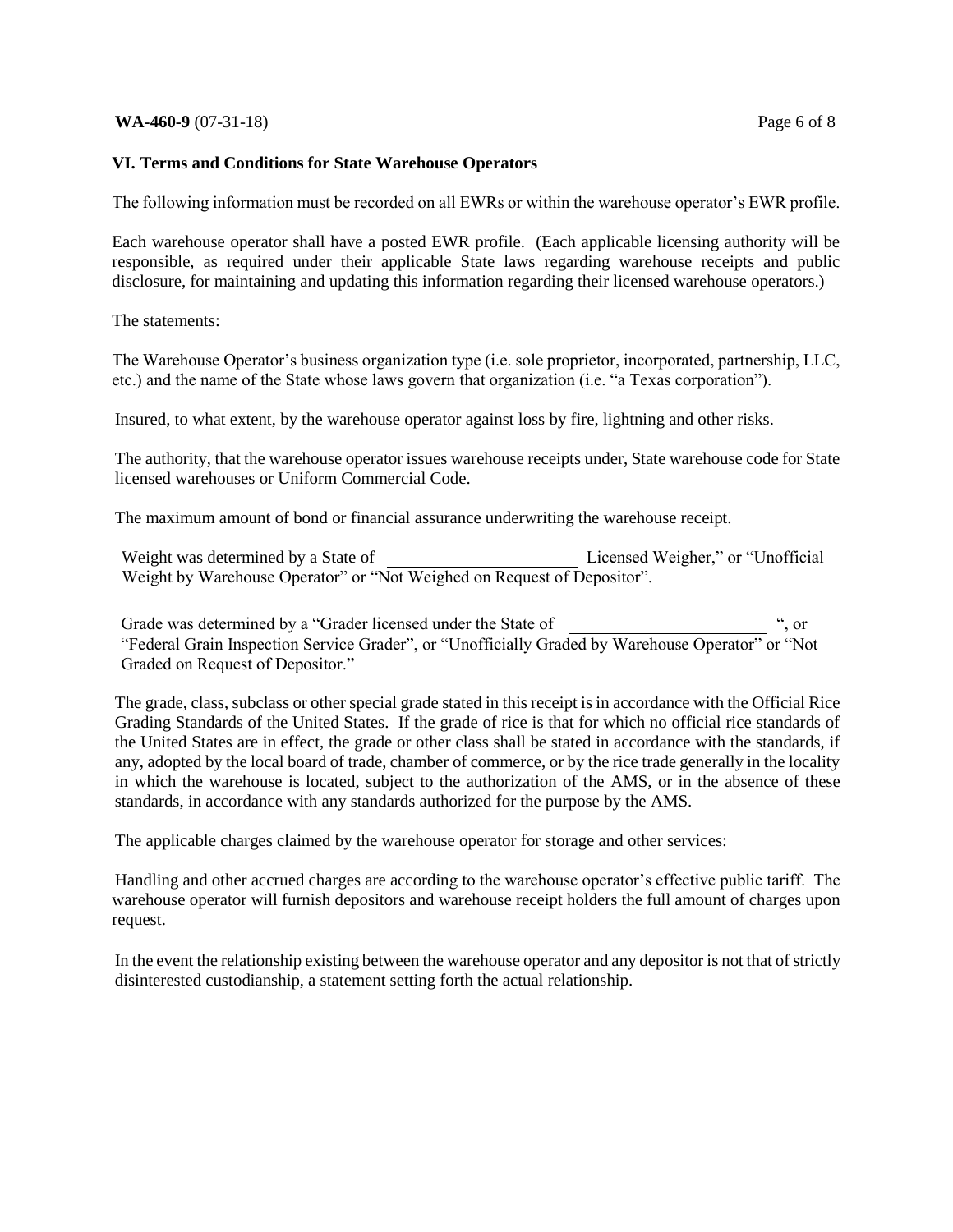## VI. Terms and Conditions for State Warehouse Operators

The following information must be recorded on all EWRs or within the warehouse operator's EWR profile.

Each warehouse operator shall have a posted EWR profile. (Each applicable licensing authority will be responsible, as required under their applicable State laws regarding warehouse receipts and public disclosure, for maintaining and updating this information regarding their licensed warehouse operators.)

The statements:

The Warehouse Operator's business organization type (i.e. sole proprietor, incorporated, partnership, LLC, etc.) and the name of the State whose laws govern that organization (i.e. "a Texas corporation").

Insured, to what extent, by the warehouse operator against loss by fire, lightning and other risks.

The authority, that the warehouse operator issues warehouse receipts under, State warehouse code for State licensed warehouses or Uniform Commercial Code.

The maximum amount of bond or financial assurance underwriting the warehouse receipt.

Weight was determined by a State of ______________________ Licensed Weigher," or "Unofficial Weight by Warehouse Operator" or "Not Weighed on Request of Depositor".

Grade was determined by a "Grader licensed under the State of ______________________ ", or "Federal Grain Inspection Service Grader", or "Unofficially Graded by Warehouse Operator" or "Not Graded on Request of Depositor."

The grade, class, subclass or other special grade stated in this receipt is in accordance with the Official Rice Grading Standards of the United States. If the grade of rice is that for which no official rice standards of the United States are in effect, the grade or other class shall be stated in accordance with the standards, if any, adopted by the local board of trade, chamber of commerce, or by the rice trade generally in the locality in which the warehouse is located, subject to the authorization of the AMS, or in the absence of these standards, in accordance with any standards authorized for the purpose by the AMS.

The applicable charges claimed by the warehouse operator for storage and other services:

Handling and other accrued charges are according to the warehouse operator's effective public tariff. The warehouse operator will furnish depositors and warehouse receipt holders the full amount of charges upon request.

In the event the relationship existing between the warehouse operator and any depositor is not that of strictly disinterested custodianship, a statement setting forth the actual relationship.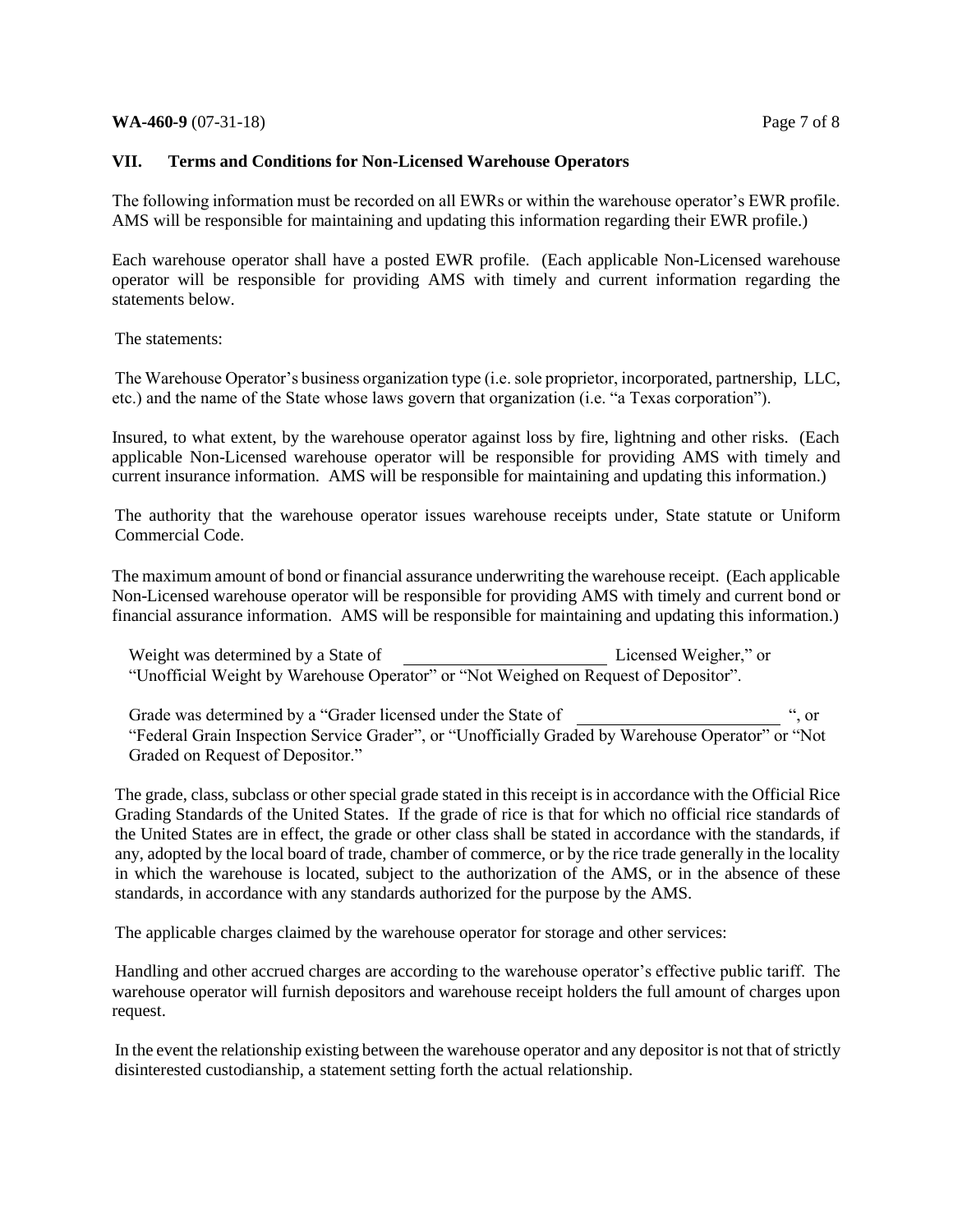## VII. Terms and Conditions for Non-Licensed Warehouse Operators

The following information must be recorded on all EWRs or within the warehouse operator's EWR profile. AMS will be responsible for maintaining and updating this information regarding their EWR profile.)

Each warehouse operator shall have a posted EWR profile. (Each applicable Non-Licensed warehouse operator will be responsible for providing AMS with timely and current information regarding the statements below.

The statements:

The Warehouse Operator's business organization type (i.e. sole proprietor, incorporated, partnership, LLC, etc.) and the name of the State whose laws govern that organization (i.e. "a Texas corporation").

Insured, to what extent, by the warehouse operator against loss by fire, lightning and other risks. (Each applicable Non-Licensed warehouse operator will be responsible for providing AMS with timely and current insurance information. AMS will be responsible for maintaining and updating this information.)

The authority that the warehouse operator issues warehouse receipts under, State statute or Uniform Commercial Code.

The maximum amount of bond or financial assurance underwriting the warehouse receipt. (Each applicable Non-Licensed warehouse operator will be responsible for providing AMS with timely and current bond or financial assurance information. AMS will be responsible for maintaining and updating this information.)

Weight was determined by a State of \_\_\_\_\_\_\_\_\_\_\_\_\_\_\_\_\_\_\_\_\_\_\_\_ Licensed Weigher," or "Unofficial Weight by Warehouse Operator" or "Not Weighed on Request of Depositor".

Grade was determined by a "Grader licensed under the State of \_\_\_\_\_\_\_\_\_\_\_\_\_\_\_\_\_\_\_\_\_\_\_\_ ", or "Federal Grain Inspection Service Grader", or "Unofficially Graded by Warehouse Operator" or "Not Graded on Request of Depositor."

The grade, class, subclass or other special grade stated in this receipt is in accordance with the Official Rice Grading Standards of the United States. If the grade of rice is that for which no official rice standards of the United States are in effect, the grade or other class shall be stated in accordance with the standards, if any, adopted by the local board of trade, chamber of commerce, or by the rice trade generally in the locality in which the warehouse is located, subject to the authorization of the AMS, or in the absence of these standards, in accordance with any standards authorized for the purpose by the AMS.

The applicable charges claimed by the warehouse operator for storage and other services:

Handling and other accrued charges are according to the warehouse operator's effective public tariff. The warehouse operator will furnish depositors and warehouse receipt holders the full amount of charges upon request.

In the event the relationship existing between the warehouse operator and any depositor is not that of strictly disinterested custodianship, a statement setting forth the actual relationship.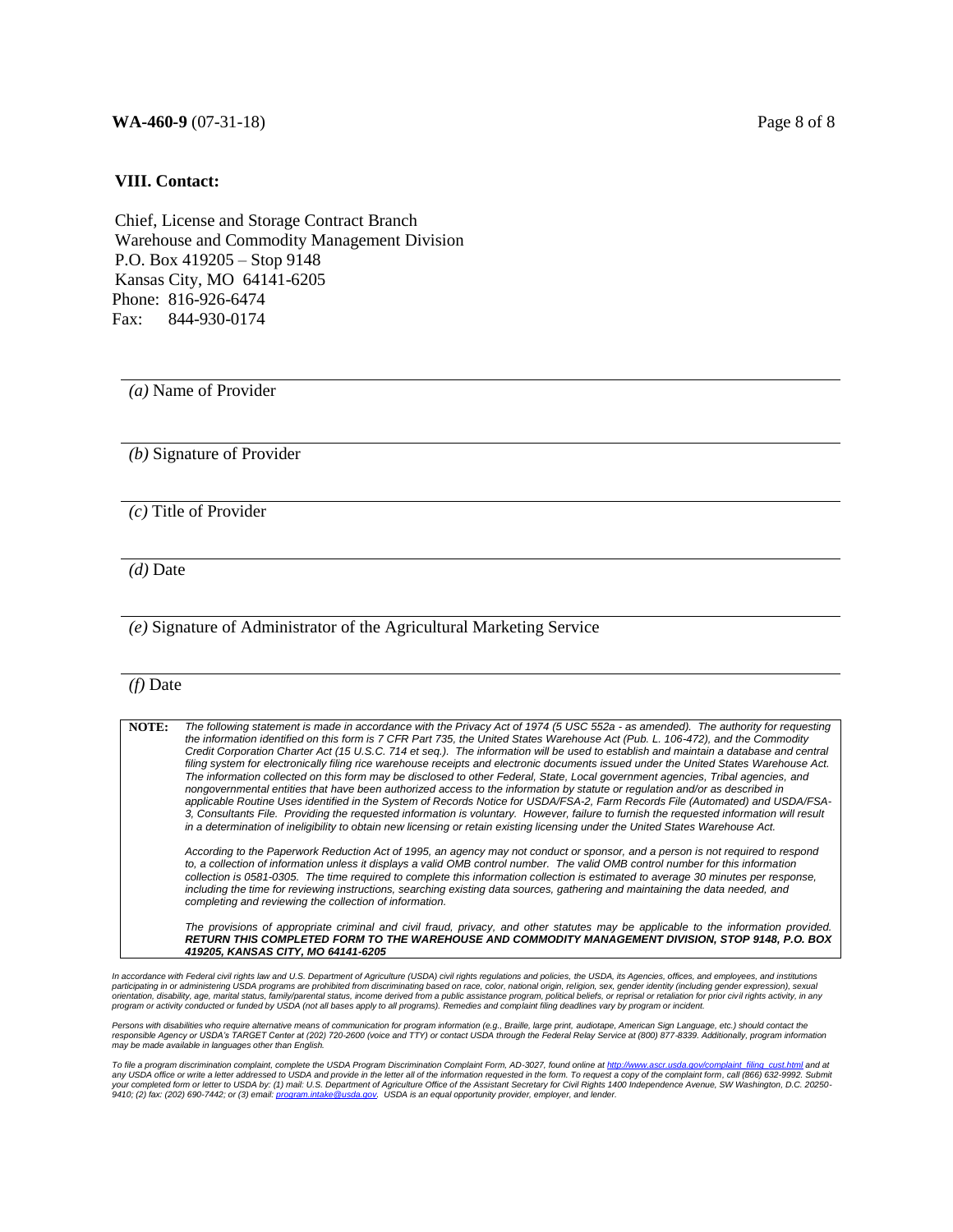## VIII. Contact:

Chief, License and Storage Contract Branch
Warehouse and Commodity Management Division
P.O. Box 419205 – Stop 9148
Kansas City, MO 64141-6205
Phone: 816-926-6474
Fax: 844-930-0174

_______________________________________________
*(a)* Name of Provider

_______________________________________________
*(b)* Signature of Provider

_______________________________________________
*(c)* Title of Provider

_______________________________________________
*(d)* Date

_______________________________________________
*(e)* Signature of Administrator of the Agricultural Marketing Service

_______________________________________________
*(f)* Date

| **NOTE:** | *The following statement is made in accordance with the Privacy Act of 1974 (5 USC 552a - as amended). The authority for requesting the information identified on this form is 7 CFR Part 735, the United States Warehouse Act (Pub. L. 106-472), and the Commodity Credit Corporation Charter Act (15 U.S.C. 714 et seq.). The information will be used to establish and maintain a database and central filing system for electronically filing rice warehouse receipts and electronic documents issued under the United States Warehouse Act. The information collected on this form may be disclosed to other Federal, State, Local government agencies, Tribal agencies, and nongovernmental entities that have been authorized access to the information by statute or regulation and/or as described in applicable Routine Uses identified in the System of Records Notice for USDA/FSA-2, Farm Records File (Automated) and USDA/FSA-3, Consultants File. Providing the requested information is voluntary. However, failure to furnish the requested information will result in a determination of ineligibility to obtain new licensing or retain existing licensing under the United States Warehouse Act.*<br><br>*According to the Paperwork Reduction Act of 1995, an agency may not conduct or sponsor, and a person is not required to respond to, a collection of information unless it displays a valid OMB control number. The valid OMB control number for this information collection is 0581-0305. The time required to complete this information collection is estimated to average 30 minutes per response, including the time for reviewing instructions, searching existing data sources, gathering and maintaining the data needed, and completing and reviewing the collection of information.*<br><br>*The provisions of appropriate criminal and civil fraud, privacy, and other statutes may be applicable to the information provided.* ***RETURN THIS COMPLETED FORM TO THE WAREHOUSE AND COMMODITY MANAGEMENT DIVISION, STOP 9148, P.O. BOX 419205, KANSAS CITY, MO 64141-6205*** |
|---|---|

*In accordance with Federal civil rights law and U.S. Department of Agriculture (USDA) civil rights regulations and policies, the USDA, its Agencies, offices, and employees, and institutions participating in or administering USDA programs are prohibited from discriminating based on race, color, national origin, religion, sex, gender identity (including gender expression), sexual orientation, disability, age, marital status, family/parental status, income derived from a public assistance program, political beliefs, or reprisal or retaliation for prior civil rights activity, in any program or activity conducted or funded by USDA (not all bases apply to all programs). Remedies and complaint filing deadlines vary by program or incident.*

*Persons with disabilities who require alternative means of communication for program information (e.g., Braille, large print, audiotape, American Sign Language, etc.) should contact the responsible Agency or USDA's TARGET Center at (202) 720-2600 (voice and TTY) or contact USDA through the Federal Relay Service at (800) 877-8339. Additionally, program information may be made available in languages other than English.*

*To file a program discrimination complaint, complete the USDA Program Discrimination Complaint Form, AD-3027, found online at http://www.ascr.usda.gov/complaint_filing_cust.html and at any USDA office or write a letter addressed to USDA and provide in the letter all of the information requested in the form. To request a copy of the complaint form, call (866) 632-9992. Submit your completed form or letter to USDA by: (1) mail: U.S. Department of Agriculture Office of the Assistant Secretary for Civil Rights 1400 Independence Avenue, SW Washington, D.C. 20250-9410; (2) fax: (202) 690-7442; or (3) email: program.intake@usda.gov. USDA is an equal opportunity provider, employer, and lender.*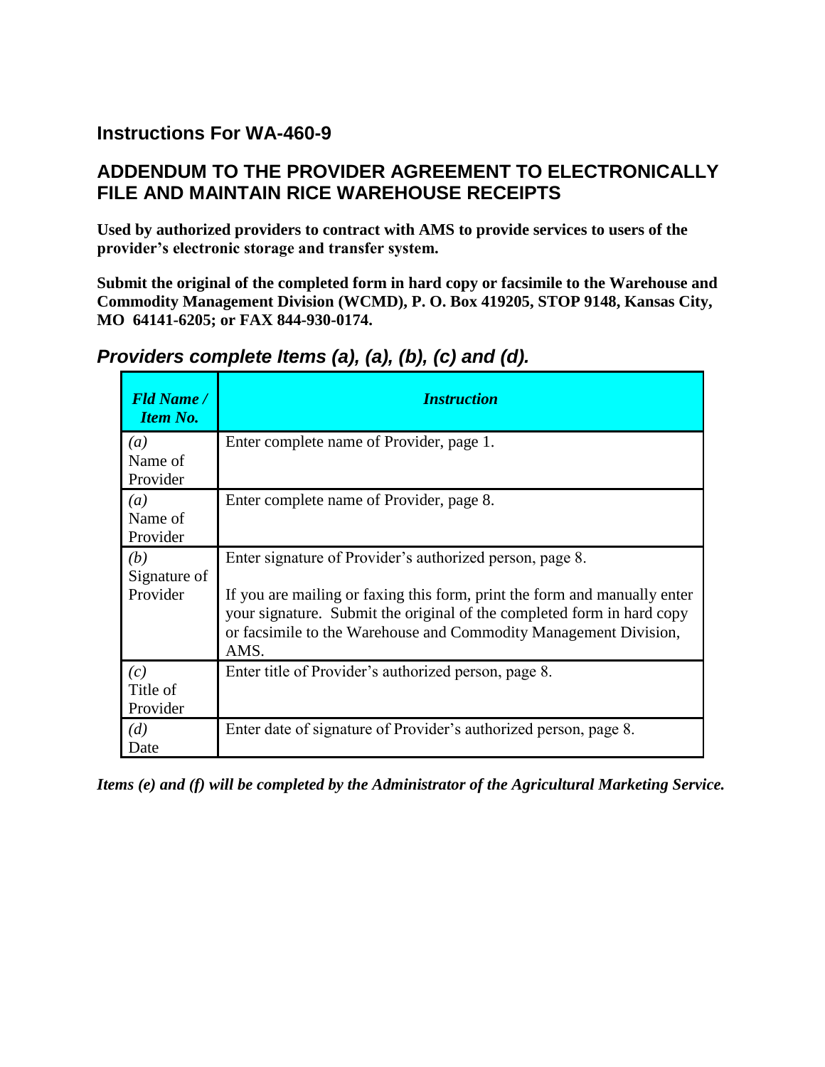## Instructions For WA-460-9

## ADDENDUM TO THE PROVIDER AGREEMENT TO ELECTRONICALLY FILE AND MAINTAIN RICE WAREHOUSE RECEIPTS

**Used by authorized providers to contract with AMS to provide services to users of the provider's electronic storage and transfer system.**

**Submit the original of the completed form in hard copy or facsimile to the Warehouse and Commodity Management Division (WCMD), P. O. Box 419205, STOP 9148, Kansas City, MO 64141-6205; or FAX 844-930-0174.**

### *Providers complete Items (a), (a), (b), (c) and (d).*

| ***Fld Name / Item No.*** | ***Instruction*** |
|---|---|
| *(a)* Name of Provider | Enter complete name of Provider, page 1. |
| *(a)* Name of Provider | Enter complete name of Provider, page 8. |
| *(b)* Signature of Provider | Enter signature of Provider's authorized person, page 8.<br><br>If you are mailing or faxing this form, print the form and manually enter your signature. Submit the original of the completed form in hard copy or facsimile to the Warehouse and Commodity Management Division, AMS. |
| *(c)* Title of Provider | Enter title of Provider's authorized person, page 8. |
| *(d)* Date | Enter date of signature of Provider's authorized person, page 8. |

***Items (e) and (f) will be completed by the Administrator of the Agricultural Marketing Service.***